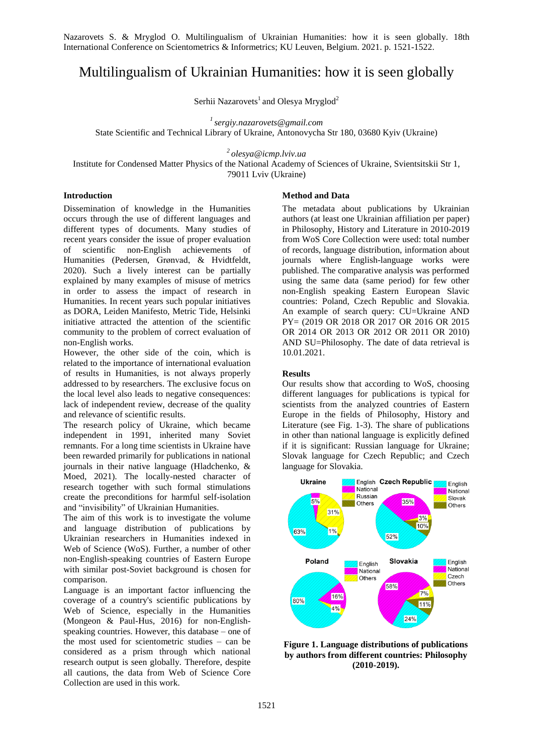Nazarovets S. & Mryglod O. Multilingualism of Ukrainian Humanities: how it is seen globally. 18th International Conference on Scientometrics & Informetrics; KU Leuven, Belgium. 2021. p. 1521-1522.

# Multilingualism of Ukrainian Humanities: how it is seen globally

Serhii Nazarovets[1] and Olesya Mryglod[2]

[1] *sergiy.nazarovets@gmail.com*
State Scientific and Technical Library of Ukraine, Antonovycha Str 180, 03680 Kyiv (Ukraine)

[2] *olesya@icmp.lviv.ua*
Institute for Condensed Matter Physics of the National Academy of Sciences of Ukraine, Svientsitskii Str 1, 79011 Lviv (Ukraine)

## Introduction

Dissemination of knowledge in the Humanities occurs through the use of different languages and different types of documents. Many studies of recent years consider the issue of proper evaluation of scientific non-English achievements of Humanities (Pedersen, Grønvad, & Hvidtfeldt, 2020). Such a lively interest can be partially explained by many examples of misuse of metrics in order to assess the impact of research in Humanities. In recent years such popular initiatives as DORA, Leiden Manifesto, Metric Tide, Helsinki initiative attracted the attention of the scientific community to the problem of correct evaluation of non-English works.

However, the other side of the coin, which is related to the importance of international evaluation of results in Humanities, is not always properly addressed to by researchers. The exclusive focus on the local level also leads to negative consequences: lack of independent review, decrease of the quality and relevance of scientific results.

The research policy of Ukraine, which became independent in 1991, inherited many Soviet remnants. For a long time scientists in Ukraine have been rewarded primarily for publications in national journals in their native language (Hladchenko, & Moed, 2021). The locally-nested character of research together with such formal stimulations create the preconditions for harmful self-isolation and "invisibility" of Ukrainian Humanities.

The aim of this work is to investigate the volume and language distribution of publications by Ukrainian researchers in Humanities indexed in Web of Science (WoS). Further, a number of other non-English-speaking countries of Eastern Europe with similar post-Soviet background is chosen for comparison.

Language is an important factor influencing the coverage of a country's scientific publications by Web of Science, especially in the Humanities (Mongeon & Paul-Hus, 2016) for non-English-speaking countries. However, this database – one of the most used for scientometric studies – can be considered as a prism through which national research output is seen globally. Therefore, despite all cautions, the data from Web of Science Core Collection are used in this work.

## Method and Data

The metadata about publications by Ukrainian authors (at least one Ukrainian affiliation per paper) in Philosophy, History and Literature in 2010-2019 from WoS Core Collection were used: total number of records, language distribution, information about journals where English-language works were published. The comparative analysis was performed using the same data (same period) for few other non-English speaking Eastern European Slavic countries: Poland, Czech Republic and Slovakia. An example of search query: CU=Ukraine AND PY= (2019 OR 2018 OR 2017 OR 2016 OR 2015 OR 2014 OR 2013 OR 2012 OR 2011 OR 2010) AND SU=Philosophy. The date of data retrieval is 10.01.2021.

## Results

Our results show that according to WoS, choosing different languages for publications is typical for scientists from the analyzed countries of Eastern Europe in the fields of Philosophy, History and Literature (see Fig. 1-3). The share of publications in other than national language is explicitly defined if it is significant: Russian language for Ukraine; Slovak language for Czech Republic; and Czech language for Slovakia.

**Figure 1. Language distributions of publications by authors from different countries: Philosophy (2010-2019).**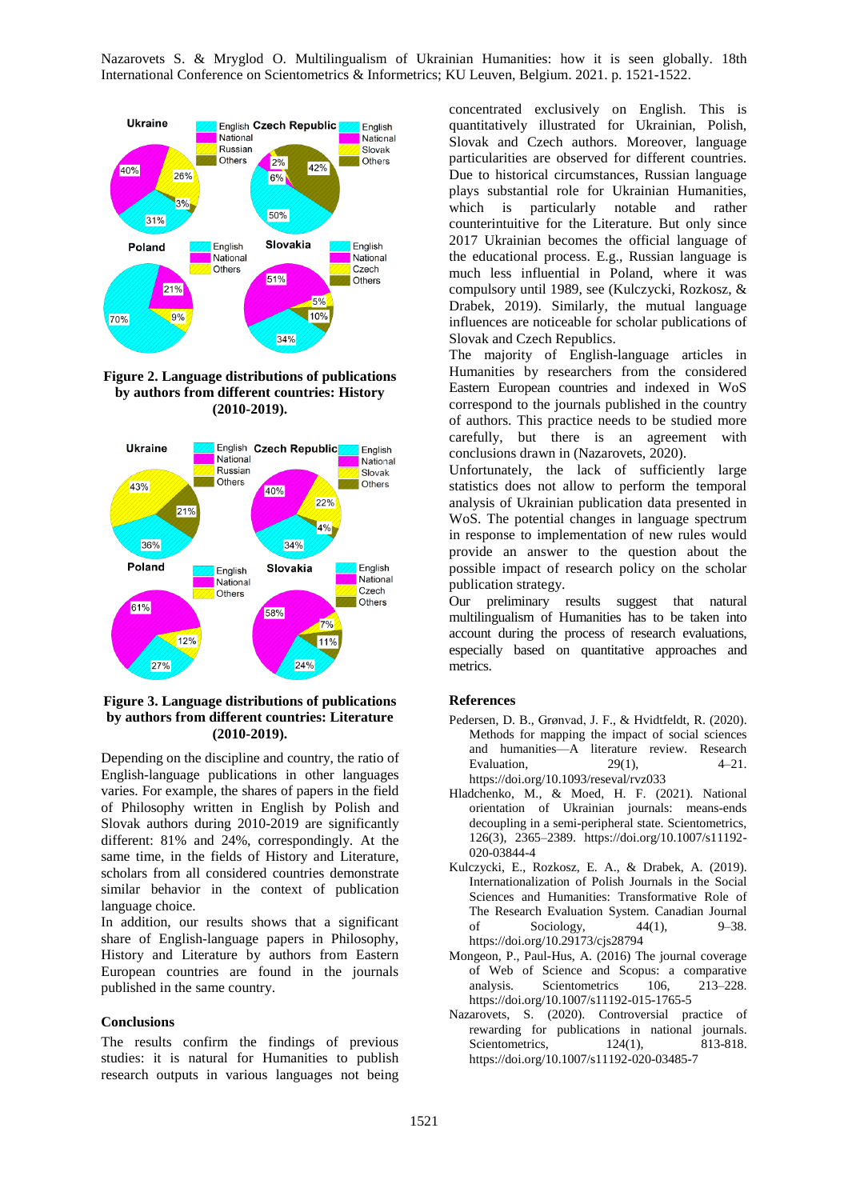Ukraine

English
National
Russian
Others

40%
26%
3%
31%

Czech Republic

English
National
Slovak
Others

2%
42%
6%
50%

Poland

English
National
Others

21%
9%
70%

Slovakia

English
National
Czech
Others

51%
5%
10%
34%

**Figure 2. Language distributions of publications by authors from different countries: History (2010-2019).**

Ukraine

English
National
Russian
Others

43%
21%
36%

Czech Republic

English
National
Slovak
Others

40%
22%
4%
34%

Poland

English
National
Others

61%
12%
27%

Slovakia

English
National
Czech
Others

58%
7%
11%
24%

**Figure 3. Language distributions of publications by authors from different countries: Literature (2010-2019).**

Depending on the discipline and country, the ratio of English-language publications in other languages varies. For example, the shares of papers in the field of Philosophy written in English by Polish and Slovak authors during 2010-2019 are significantly different: 81% and 24%, correspondingly. At the same time, in the fields of History and Literature, scholars from all considered countries demonstrate similar behavior in the context of publication language choice.

In addition, our results shows that a significant share of English-language papers in Philosophy, History and Literature by authors from Eastern European countries are found in the journals published in the same country.

## Conclusions

The results confirm the findings of previous studies: it is natural for Humanities to publish research outputs in various languages not being concentrated exclusively on English. This is quantitatively illustrated for Ukrainian, Polish, Slovak and Czech authors. Moreover, language particularities are observed for different countries. Due to historical circumstances, Russian language plays substantial role for Ukrainian Humanities, which is particularly notable and rather counterintuitive for the Literature. But only since 2017 Ukrainian becomes the official language of the educational process. E.g., Russian language is much less influential in Poland, where it was compulsory until 1989, see (Kulczycki, Rozkosz, & Drabek, 2019). Similarly, the mutual language influences are noticeable for scholar publications of Slovak and Czech Republics.

The majority of English-language articles in Humanities by researchers from the considered Eastern European countries and indexed in WoS correspond to the journals published in the country of authors. This practice needs to be studied more carefully, but there is an agreement with conclusions drawn in (Nazarovets, 2020).

Unfortunately, the lack of sufficiently large statistics does not allow to perform the temporal analysis of Ukrainian publication data presented in WoS. The potential changes in language spectrum in response to implementation of new rules would provide an answer to the question about the possible impact of research policy on the scholar publication strategy.

Our preliminary results suggest that natural multilingualism of Humanities has to be taken into account during the process of research evaluations, especially based on quantitative approaches and metrics.

## References

- Pedersen, D. B., Grønvad, J. F., & Hvidtfeldt, R. (2020). Methods for mapping the impact of social sciences and humanities—A literature review. Research Evaluation, 29(1), 4–21. https://doi.org/10.1093/reseval/rvz033
- Hladchenko, M., & Moed, H. F. (2021). National orientation of Ukrainian journals: means-ends decoupling in a semi-peripheral state. Scientometrics, 126(3), 2365–2389. https://doi.org/10.1007/s11192-020-03844-4
- Kulczycki, E., Rozkosz, E. A., & Drabek, A. (2019). Internationalization of Polish Journals in the Social Sciences and Humanities: Transformative Role of The Research Evaluation System. Canadian Journal of Sociology, 44(1), 9–38. https://doi.org/10.29173/cjs28794
- Mongeon, P., Paul-Hus, A. (2016) The journal coverage of Web of Science and Scopus: a comparative analysis. Scientometrics 106, 213–228. https://doi.org/10.1007/s11192-015-1765-5
- Nazarovets, S. (2020). Controversial practice of rewarding for publications in national journals. Scientometrics, 124(1), 813-818. https://doi.org/10.1007/s11192-020-03485-7